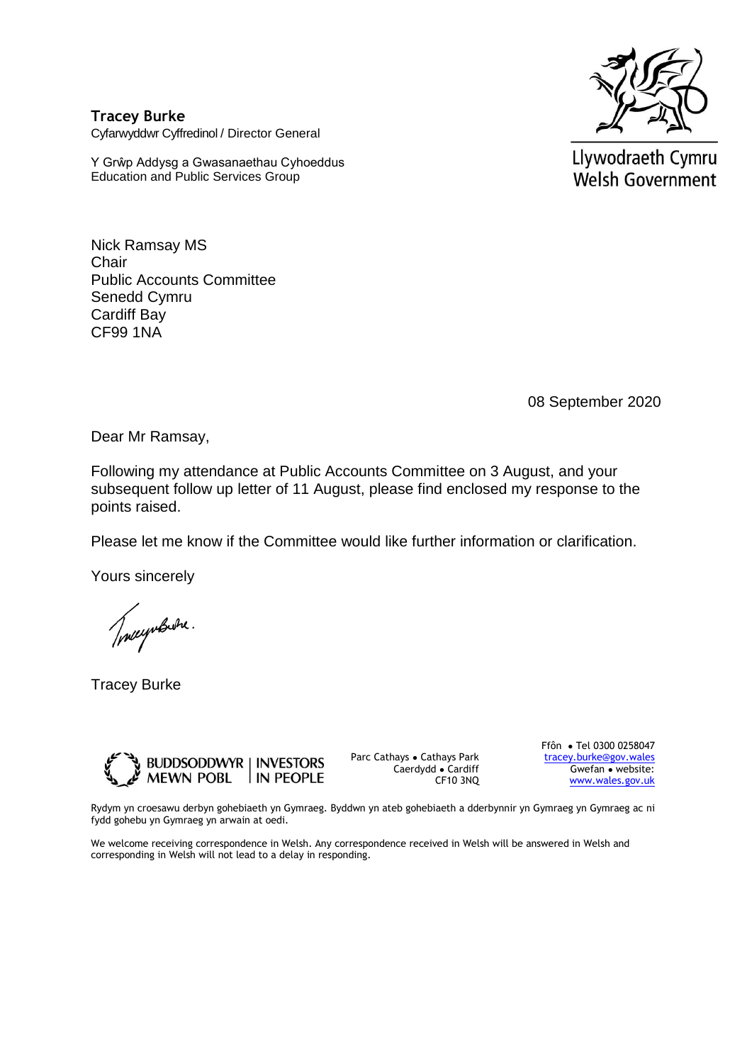**Tracey Burke**
Cyfarwyddwr Cyffredinol / Director General

Y Grŵp Addysg a Gwasanaethau Cyhoeddus
Education and Public Services Group

Llywodraeth Cymru
Welsh Government

Nick Ramsay MS
Chair
Public Accounts Committee
Senedd Cymru
Cardiff Bay
CF99 1NA

08 September 2020

Dear Mr Ramsay,

Following my attendance at Public Accounts Committee on 3 August, and your subsequent follow up letter of 11 August, please find enclosed my response to the points raised.

Please let me know if the Committee would like further information or clarification.

Yours sincerely

Tracey Burke

BUDDSODDWYR MEWN POBL | INVESTORS IN PEOPLE

Parc Cathays ● Cathays Park
Caerdydd ● Cardiff
CF10 3NQ

Ffôn ● Tel 0300 0258047
tracey.burke@gov.wales
Gwefan ● website:
www.wales.gov.uk

Rydym yn croesawu derbyn gohebiaeth yn Gymraeg. Byddwn yn ateb gohebiaeth a dderbynnir yn Gymraeg yn Gymraeg ac ni fydd gohebu yn Gymraeg yn arwain at oedi.

We welcome receiving correspondence in Welsh. Any correspondence received in Welsh will be answered in Welsh and corresponding in Welsh will not lead to a delay in responding.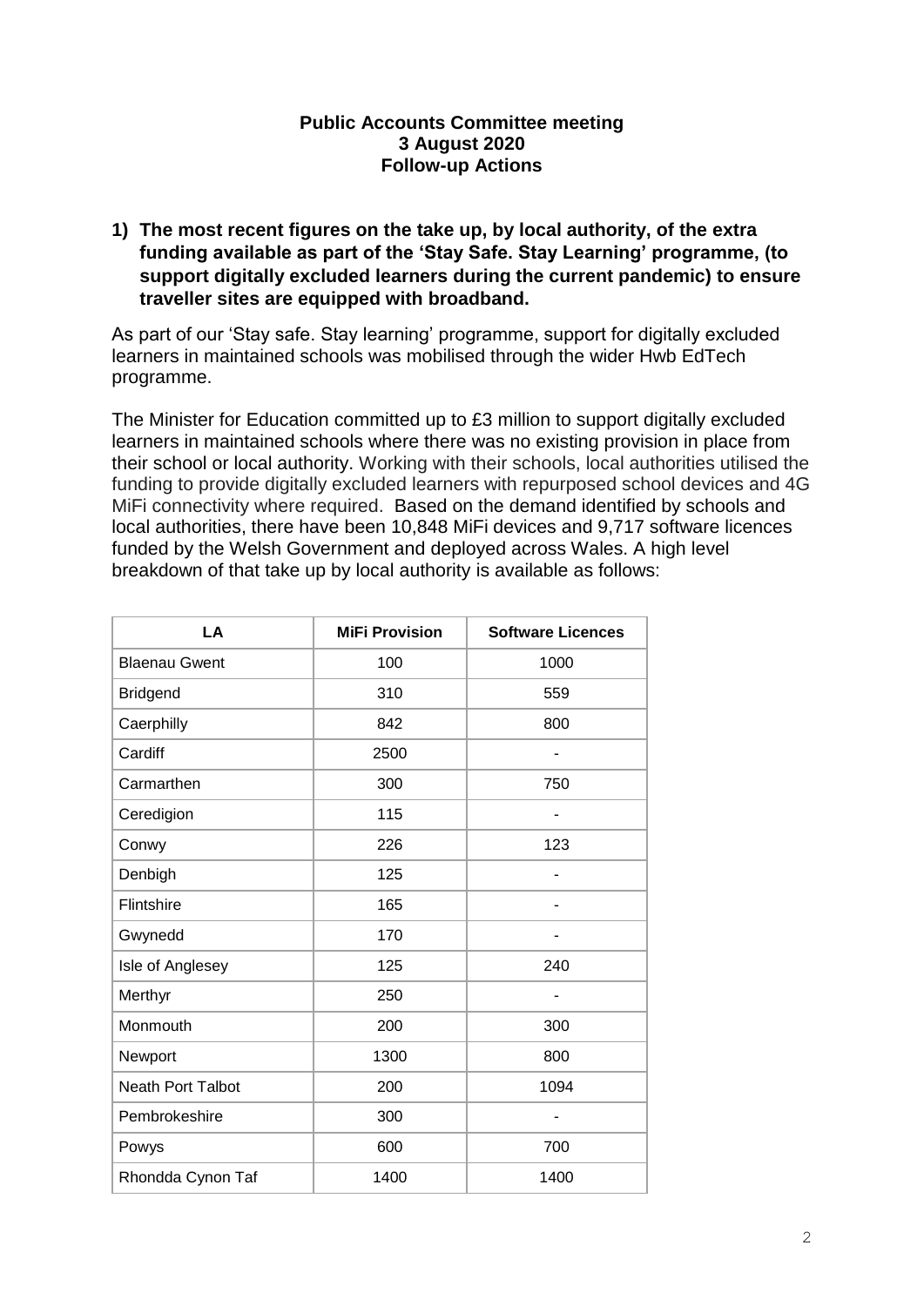**Public Accounts Committee meeting**
**3 August 2020**
**Follow-up Actions**

**1) The most recent figures on the take up, by local authority, of the extra funding available as part of the 'Stay Safe. Stay Learning' programme, (to support digitally excluded learners during the current pandemic) to ensure traveller sites are equipped with broadband.**

As part of our 'Stay safe. Stay learning' programme, support for digitally excluded learners in maintained schools was mobilised through the wider Hwb EdTech programme.

The Minister for Education committed up to £3 million to support digitally excluded learners in maintained schools where there was no existing provision in place from their school or local authority. Working with their schools, local authorities utilised the funding to provide digitally excluded learners with repurposed school devices and 4G MiFi connectivity where required. Based on the demand identified by schools and local authorities, there have been 10,848 MiFi devices and 9,717 software licences funded by the Welsh Government and deployed across Wales. A high level breakdown of that take up by local authority is available as follows:

| LA | MiFi Provision | Software Licences |
|---|---|---|
| Blaenau Gwent | 100 | 1000 |
| Bridgend | 310 | 559 |
| Caerphilly | 842 | 800 |
| Cardiff | 2500 | - |
| Carmarthen | 300 | 750 |
| Ceredigion | 115 | - |
| Conwy | 226 | 123 |
| Denbigh | 125 | - |
| Flintshire | 165 | - |
| Gwynedd | 170 | - |
| Isle of Anglesey | 125 | 240 |
| Merthyr | 250 | - |
| Monmouth | 200 | 300 |
| Newport | 1300 | 800 |
| Neath Port Talbot | 200 | 1094 |
| Pembrokeshire | 300 | - |
| Powys | 600 | 700 |
| Rhondda Cynon Taf | 1400 | 1400 |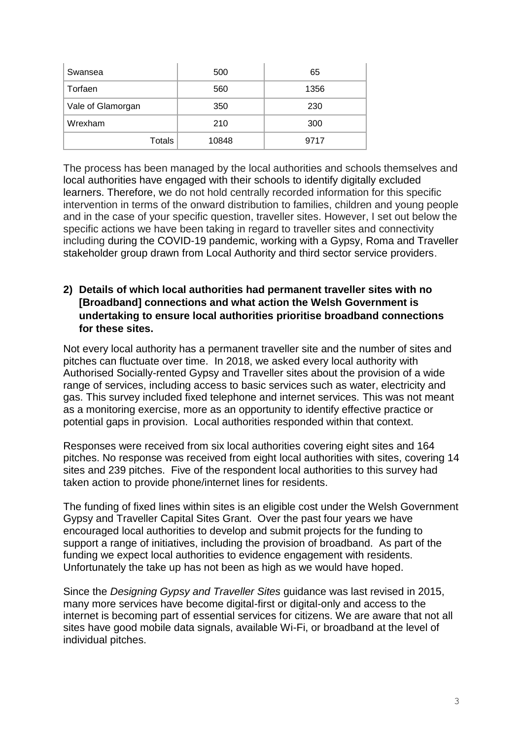| Swansea | 500 | 65 |
|---|---|---|
| Torfaen | 560 | 1356 |
| Vale of Glamorgan | 350 | 230 |
| Wrexham | 210 | 300 |
| Totals | 10848 | 9717 |

The process has been managed by the local authorities and schools themselves and local authorities have engaged with their schools to identify digitally excluded learners. Therefore, we do not hold centrally recorded information for this specific intervention in terms of the onward distribution to families, children and young people and in the case of your specific question, traveller sites. However, I set out below the specific actions we have been taking in regard to traveller sites and connectivity including during the COVID-19 pandemic, working with a Gypsy, Roma and Traveller stakeholder group drawn from Local Authority and third sector service providers.

**2) Details of which local authorities had permanent traveller sites with no [Broadband] connections and what action the Welsh Government is undertaking to ensure local authorities prioritise broadband connections for these sites.**

Not every local authority has a permanent traveller site and the number of sites and pitches can fluctuate over time. In 2018, we asked every local authority with Authorised Socially-rented Gypsy and Traveller sites about the provision of a wide range of services, including access to basic services such as water, electricity and gas. This survey included fixed telephone and internet services. This was not meant as a monitoring exercise, more as an opportunity to identify effective practice or potential gaps in provision. Local authorities responded within that context.

Responses were received from six local authorities covering eight sites and 164 pitches. No response was received from eight local authorities with sites, covering 14 sites and 239 pitches. Five of the respondent local authorities to this survey had taken action to provide phone/internet lines for residents.

The funding of fixed lines within sites is an eligible cost under the Welsh Government Gypsy and Traveller Capital Sites Grant. Over the past four years we have encouraged local authorities to develop and submit projects for the funding to support a range of initiatives, including the provision of broadband. As part of the funding we expect local authorities to evidence engagement with residents. Unfortunately the take up has not been as high as we would have hoped.

Since the *Designing Gypsy and Traveller Sites* guidance was last revised in 2015, many more services have become digital-first or digital-only and access to the internet is becoming part of essential services for citizens. We are aware that not all sites have good mobile data signals, available Wi-Fi, or broadband at the level of individual pitches.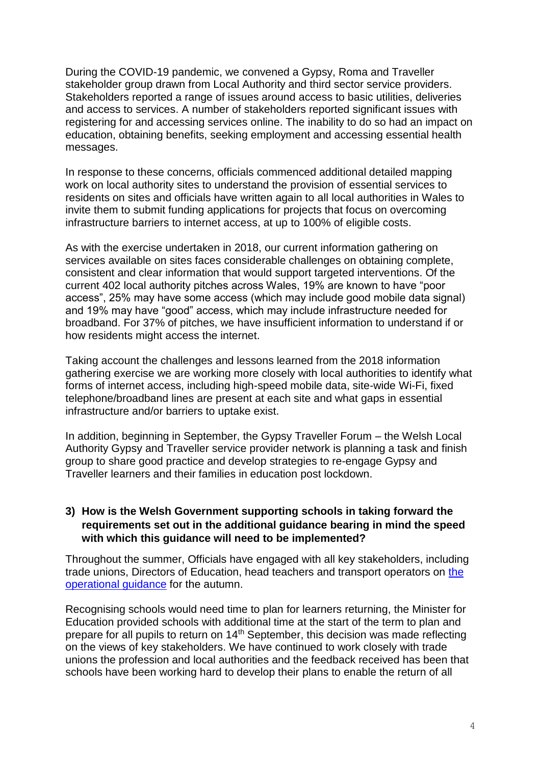During the COVID-19 pandemic, we convened a Gypsy, Roma and Traveller stakeholder group drawn from Local Authority and third sector service providers. Stakeholders reported a range of issues around access to basic utilities, deliveries and access to services. A number of stakeholders reported significant issues with registering for and accessing services online. The inability to do so had an impact on education, obtaining benefits, seeking employment and accessing essential health messages.

In response to these concerns, officials commenced additional detailed mapping work on local authority sites to understand the provision of essential services to residents on sites and officials have written again to all local authorities in Wales to invite them to submit funding applications for projects that focus on overcoming infrastructure barriers to internet access, at up to 100% of eligible costs.

As with the exercise undertaken in 2018, our current information gathering on services available on sites faces considerable challenges on obtaining complete, consistent and clear information that would support targeted interventions. Of the current 402 local authority pitches across Wales, 19% are known to have "poor access", 25% may have some access (which may include good mobile data signal) and 19% may have "good" access, which may include infrastructure needed for broadband. For 37% of pitches, we have insufficient information to understand if or how residents might access the internet.

Taking account the challenges and lessons learned from the 2018 information gathering exercise we are working more closely with local authorities to identify what forms of internet access, including high-speed mobile data, site-wide Wi-Fi, fixed telephone/broadband lines are present at each site and what gaps in essential infrastructure and/or barriers to uptake exist.

In addition, beginning in September, the Gypsy Traveller Forum – the Welsh Local Authority Gypsy and Traveller service provider network is planning a task and finish group to share good practice and develop strategies to re-engage Gypsy and Traveller learners and their families in education post lockdown.

**3) How is the Welsh Government supporting schools in taking forward the requirements set out in the additional guidance bearing in mind the speed with which this guidance will need to be implemented?**

Throughout the summer, Officials have engaged with all key stakeholders, including trade unions, Directors of Education, head teachers and transport operators on [the operational guidance]() for the autumn.

Recognising schools would need time to plan for learners returning, the Minister for Education provided schools with additional time at the start of the term to plan and prepare for all pupils to return on 14th September, this decision was made reflecting on the views of key stakeholders. We have continued to work closely with trade unions the profession and local authorities and the feedback received has been that schools have been working hard to develop their plans to enable the return of all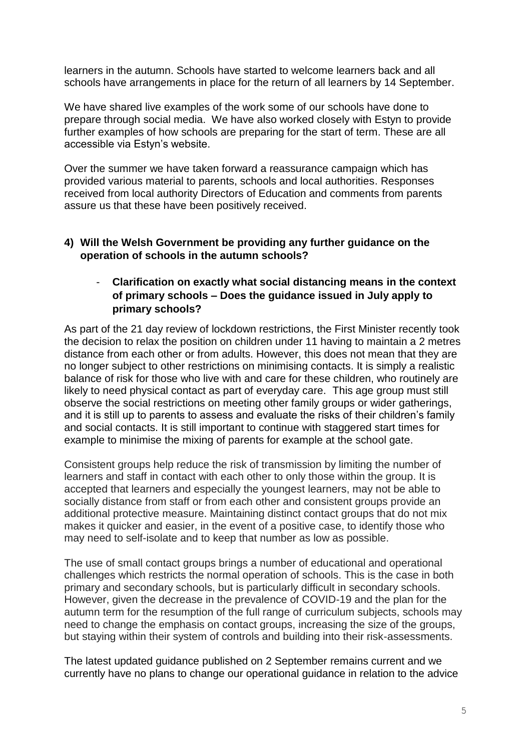learners in the autumn. Schools have started to welcome learners back and all schools have arrangements in place for the return of all learners by 14 September.

We have shared live examples of the work some of our schools have done to prepare through social media. We have also worked closely with Estyn to provide further examples of how schools are preparing for the start of term. These are all accessible via Estyn's website.

Over the summer we have taken forward a reassurance campaign which has provided various material to parents, schools and local authorities. Responses received from local authority Directors of Education and comments from parents assure us that these have been positively received.

**4) Will the Welsh Government be providing any further guidance on the operation of schools in the autumn schools?**

- **Clarification on exactly what social distancing means in the context of primary schools – Does the guidance issued in July apply to primary schools?**

As part of the 21 day review of lockdown restrictions, the First Minister recently took the decision to relax the position on children under 11 having to maintain a 2 metres distance from each other or from adults. However, this does not mean that they are no longer subject to other restrictions on minimising contacts. It is simply a realistic balance of risk for those who live with and care for these children, who routinely are likely to need physical contact as part of everyday care. This age group must still observe the social restrictions on meeting other family groups or wider gatherings, and it is still up to parents to assess and evaluate the risks of their children's family and social contacts. It is still important to continue with staggered start times for example to minimise the mixing of parents for example at the school gate.

Consistent groups help reduce the risk of transmission by limiting the number of learners and staff in contact with each other to only those within the group. It is accepted that learners and especially the youngest learners, may not be able to socially distance from staff or from each other and consistent groups provide an additional protective measure. Maintaining distinct contact groups that do not mix makes it quicker and easier, in the event of a positive case, to identify those who may need to self-isolate and to keep that number as low as possible.

The use of small contact groups brings a number of educational and operational challenges which restricts the normal operation of schools. This is the case in both primary and secondary schools, but is particularly difficult in secondary schools. However, given the decrease in the prevalence of COVID-19 and the plan for the autumn term for the resumption of the full range of curriculum subjects, schools may need to change the emphasis on contact groups, increasing the size of the groups, but staying within their system of controls and building into their risk-assessments.

The latest updated guidance published on 2 September remains current and we currently have no plans to change our operational guidance in relation to the advice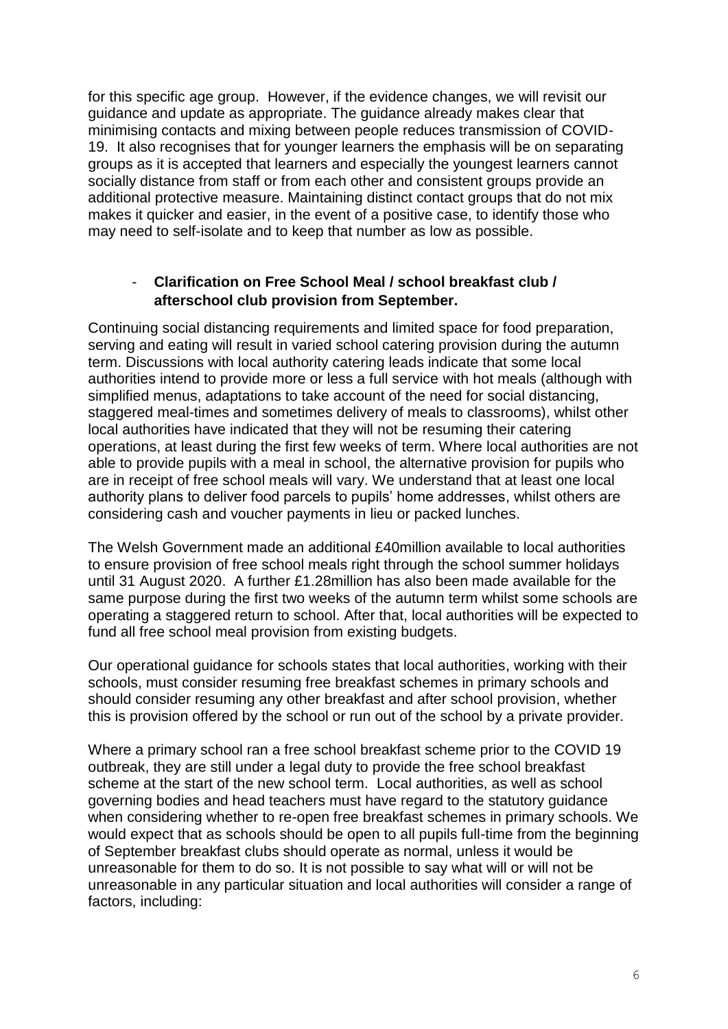for this specific age group. However, if the evidence changes, we will revisit our guidance and update as appropriate. The guidance already makes clear that minimising contacts and mixing between people reduces transmission of COVID-19. It also recognises that for younger learners the emphasis will be on separating groups as it is accepted that learners and especially the youngest learners cannot socially distance from staff or from each other and consistent groups provide an additional protective measure. Maintaining distinct contact groups that do not mix makes it quicker and easier, in the event of a positive case, to identify those who may need to self-isolate and to keep that number as low as possible.

- **Clarification on Free School Meal / school breakfast club / afterschool club provision from September.**

Continuing social distancing requirements and limited space for food preparation, serving and eating will result in varied school catering provision during the autumn term. Discussions with local authority catering leads indicate that some local authorities intend to provide more or less a full service with hot meals (although with simplified menus, adaptations to take account of the need for social distancing, staggered meal-times and sometimes delivery of meals to classrooms), whilst other local authorities have indicated that they will not be resuming their catering operations, at least during the first few weeks of term. Where local authorities are not able to provide pupils with a meal in school, the alternative provision for pupils who are in receipt of free school meals will vary. We understand that at least one local authority plans to deliver food parcels to pupils' home addresses, whilst others are considering cash and voucher payments in lieu or packed lunches.

The Welsh Government made an additional £40million available to local authorities to ensure provision of free school meals right through the school summer holidays until 31 August 2020. A further £1.28million has also been made available for the same purpose during the first two weeks of the autumn term whilst some schools are operating a staggered return to school. After that, local authorities will be expected to fund all free school meal provision from existing budgets.

Our operational guidance for schools states that local authorities, working with their schools, must consider resuming free breakfast schemes in primary schools and should consider resuming any other breakfast and after school provision, whether this is provision offered by the school or run out of the school by a private provider.

Where a primary school ran a free school breakfast scheme prior to the COVID 19 outbreak, they are still under a legal duty to provide the free school breakfast scheme at the start of the new school term. Local authorities, as well as school governing bodies and head teachers must have regard to the statutory guidance when considering whether to re-open free breakfast schemes in primary schools. We would expect that as schools should be open to all pupils full-time from the beginning of September breakfast clubs should operate as normal, unless it would be unreasonable for them to do so. It is not possible to say what will or will not be unreasonable in any particular situation and local authorities will consider a range of factors, including: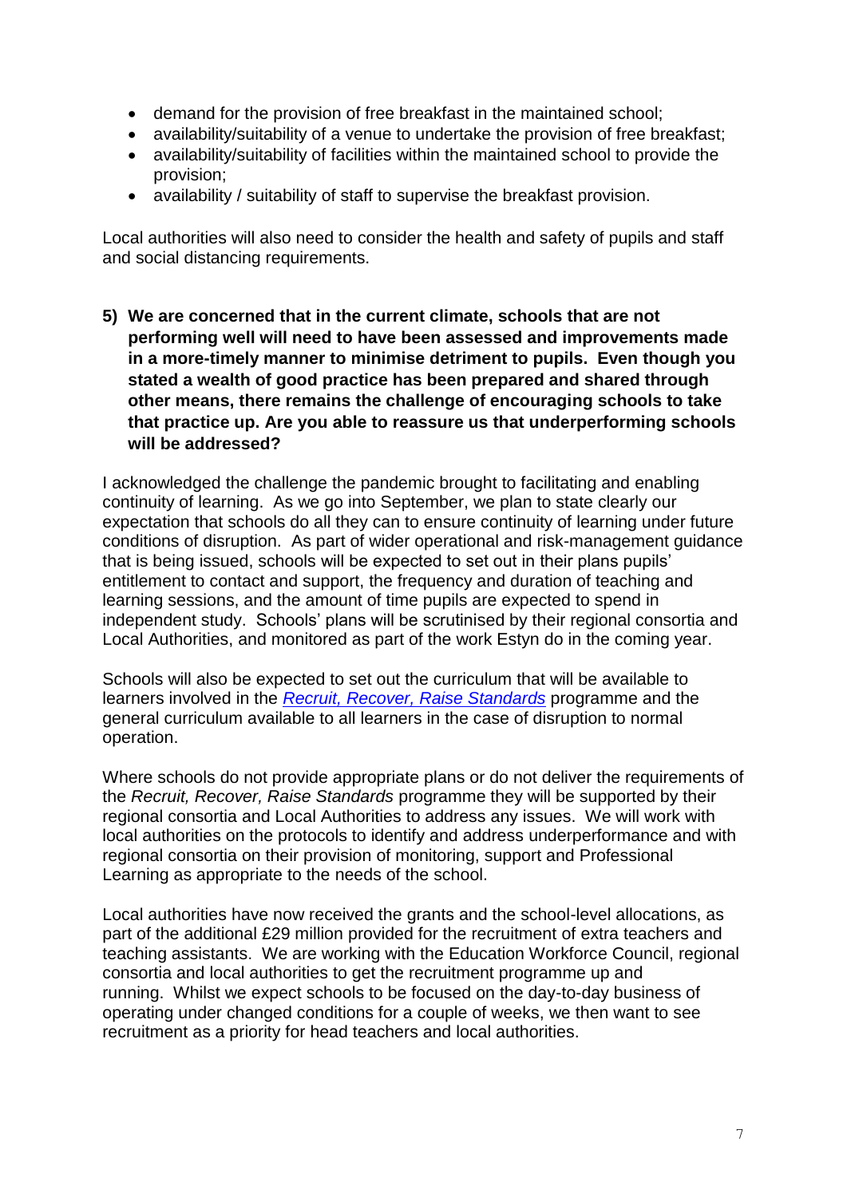- demand for the provision of free breakfast in the maintained school;
- availability/suitability of a venue to undertake the provision of free breakfast;
- availability/suitability of facilities within the maintained school to provide the provision;
- availability / suitability of staff to supervise the breakfast provision.

Local authorities will also need to consider the health and safety of pupils and staff and social distancing requirements.

**5) We are concerned that in the current climate, schools that are not performing well will need to have been assessed and improvements made in a more-timely manner to minimise detriment to pupils. Even though you stated a wealth of good practice has been prepared and shared through other means, there remains the challenge of encouraging schools to take that practice up. Are you able to reassure us that underperforming schools will be addressed?**

I acknowledged the challenge the pandemic brought to facilitating and enabling continuity of learning. As we go into September, we plan to state clearly our expectation that schools do all they can to ensure continuity of learning under future conditions of disruption. As part of wider operational and risk-management guidance that is being issued, schools will be expected to set out in their plans pupils' entitlement to contact and support, the frequency and duration of teaching and learning sessions, and the amount of time pupils are expected to spend in independent study. Schools' plans will be scrutinised by their regional consortia and Local Authorities, and monitored as part of the work Estyn do in the coming year.

Schools will also be expected to set out the curriculum that will be available to learners involved in the *Recruit, Recover, Raise Standards* programme and the general curriculum available to all learners in the case of disruption to normal operation.

Where schools do not provide appropriate plans or do not deliver the requirements of the *Recruit, Recover, Raise Standards* programme they will be supported by their regional consortia and Local Authorities to address any issues. We will work with local authorities on the protocols to identify and address underperformance and with regional consortia on their provision of monitoring, support and Professional Learning as appropriate to the needs of the school.

Local authorities have now received the grants and the school-level allocations, as part of the additional £29 million provided for the recruitment of extra teachers and teaching assistants. We are working with the Education Workforce Council, regional consortia and local authorities to get the recruitment programme up and running. Whilst we expect schools to be focused on the day-to-day business of operating under changed conditions for a couple of weeks, we then want to see recruitment as a priority for head teachers and local authorities.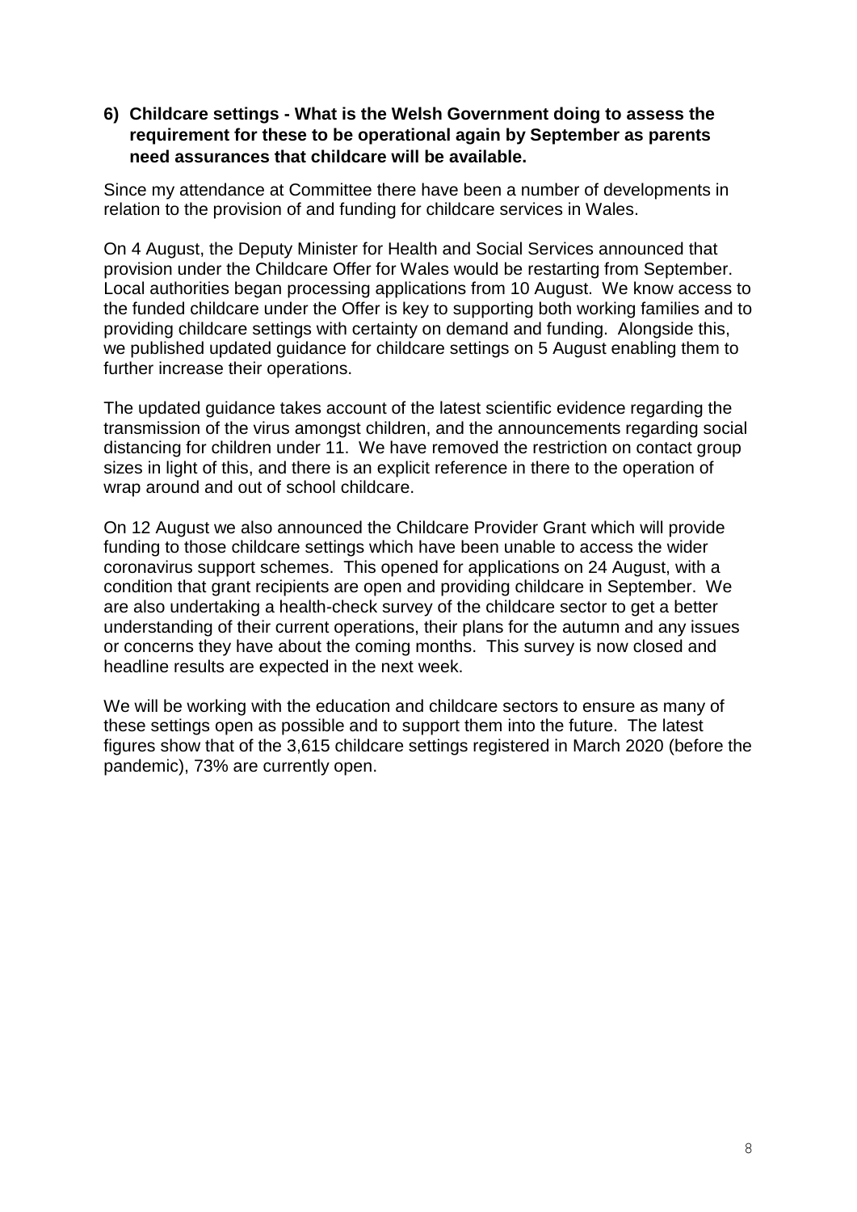**6) Childcare settings - What is the Welsh Government doing to assess the requirement for these to be operational again by September as parents need assurances that childcare will be available.**

Since my attendance at Committee there have been a number of developments in relation to the provision of and funding for childcare services in Wales.

On 4 August, the Deputy Minister for Health and Social Services announced that provision under the Childcare Offer for Wales would be restarting from September. Local authorities began processing applications from 10 August. We know access to the funded childcare under the Offer is key to supporting both working families and to providing childcare settings with certainty on demand and funding. Alongside this, we published updated guidance for childcare settings on 5 August enabling them to further increase their operations.

The updated guidance takes account of the latest scientific evidence regarding the transmission of the virus amongst children, and the announcements regarding social distancing for children under 11. We have removed the restriction on contact group sizes in light of this, and there is an explicit reference in there to the operation of wrap around and out of school childcare.

On 12 August we also announced the Childcare Provider Grant which will provide funding to those childcare settings which have been unable to access the wider coronavirus support schemes. This opened for applications on 24 August, with a condition that grant recipients are open and providing childcare in September. We are also undertaking a health-check survey of the childcare sector to get a better understanding of their current operations, their plans for the autumn and any issues or concerns they have about the coming months. This survey is now closed and headline results are expected in the next week.

We will be working with the education and childcare sectors to ensure as many of these settings open as possible and to support them into the future. The latest figures show that of the 3,615 childcare settings registered in March 2020 (before the pandemic), 73% are currently open.